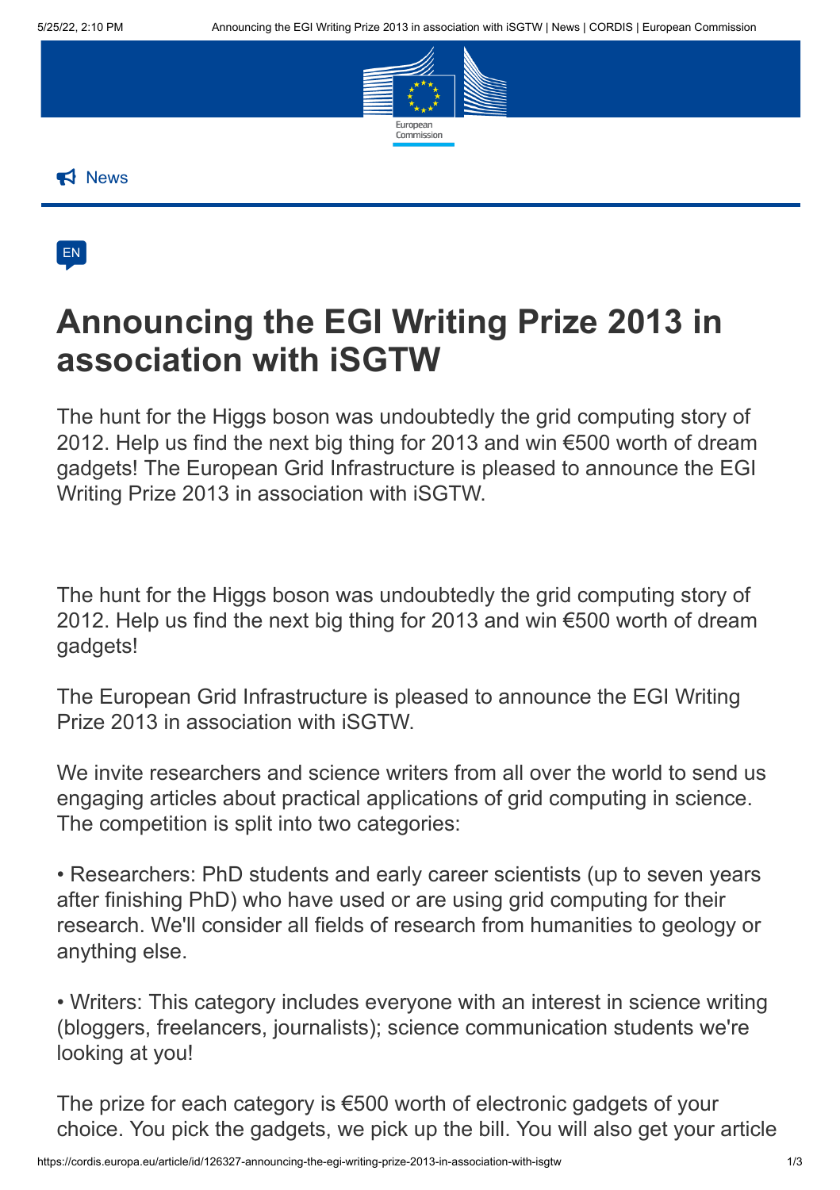News

EN

# Announcing the EGI Writing Prize 2013 in association with iSGTW

The hunt for the Higgs boson was undoubtedly the grid computing story of 2012. Help us find the next big thing for 2013 and win €500 worth of dream gadgets! The European Grid Infrastructure is pleased to announce the EGI Writing Prize 2013 in association with iSGTW.

The hunt for the Higgs boson was undoubtedly the grid computing story of 2012. Help us find the next big thing for 2013 and win €500 worth of dream gadgets!

The European Grid Infrastructure is pleased to announce the EGI Writing Prize 2013 in association with iSGTW.

We invite researchers and science writers from all over the world to send us engaging articles about practical applications of grid computing in science. The competition is split into two categories:

• Researchers: PhD students and early career scientists (up to seven years after finishing PhD) who have used or are using grid computing for their research. We'll consider all fields of research from humanities to geology or anything else.

• Writers: This category includes everyone with an interest in science writing (bloggers, freelancers, journalists); science communication students we're looking at you!

The prize for each category is €500 worth of electronic gadgets of your choice. You pick the gadgets, we pick up the bill. You will also get your article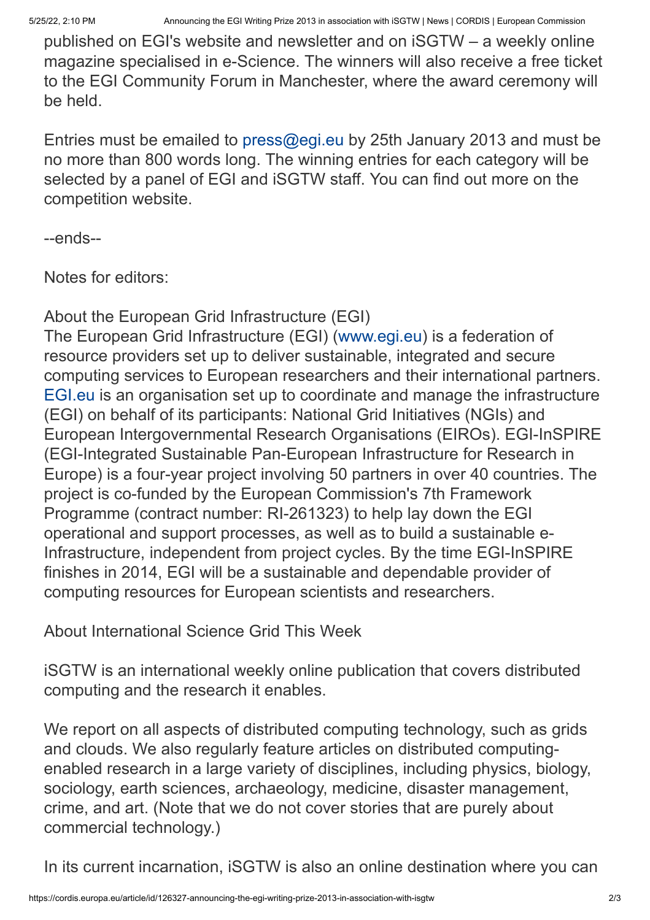published on EGI's website and newsletter and on iSGTW – a weekly online magazine specialised in e-Science. The winners will also receive a free ticket to the EGI Community Forum in Manchester, where the award ceremony will be held.

Entries must be emailed to press@egi.eu by 25th January 2013 and must be no more than 800 words long. The winning entries for each category will be selected by a panel of EGI and iSGTW staff. You can find out more on the competition website.

--ends--

Notes for editors:

About the European Grid Infrastructure (EGI)
The European Grid Infrastructure (EGI) (www.egi.eu) is a federation of resource providers set up to deliver sustainable, integrated and secure computing services to European researchers and their international partners. EGI.eu is an organisation set up to coordinate and manage the infrastructure (EGI) on behalf of its participants: National Grid Initiatives (NGIs) and European Intergovernmental Research Organisations (EIROs). EGI-InSPIRE (EGI-Integrated Sustainable Pan-European Infrastructure for Research in Europe) is a four-year project involving 50 partners in over 40 countries. The project is co-funded by the European Commission's 7th Framework Programme (contract number: RI-261323) to help lay down the EGI operational and support processes, as well as to build a sustainable e-Infrastructure, independent from project cycles. By the time EGI-InSPIRE finishes in 2014, EGI will be a sustainable and dependable provider of computing resources for European scientists and researchers.

About International Science Grid This Week

iSGTW is an international weekly online publication that covers distributed computing and the research it enables.

We report on all aspects of distributed computing technology, such as grids and clouds. We also regularly feature articles on distributed computing-enabled research in a large variety of disciplines, including physics, biology, sociology, earth sciences, archaeology, medicine, disaster management, crime, and art. (Note that we do not cover stories that are purely about commercial technology.)

In its current incarnation, iSGTW is also an online destination where you can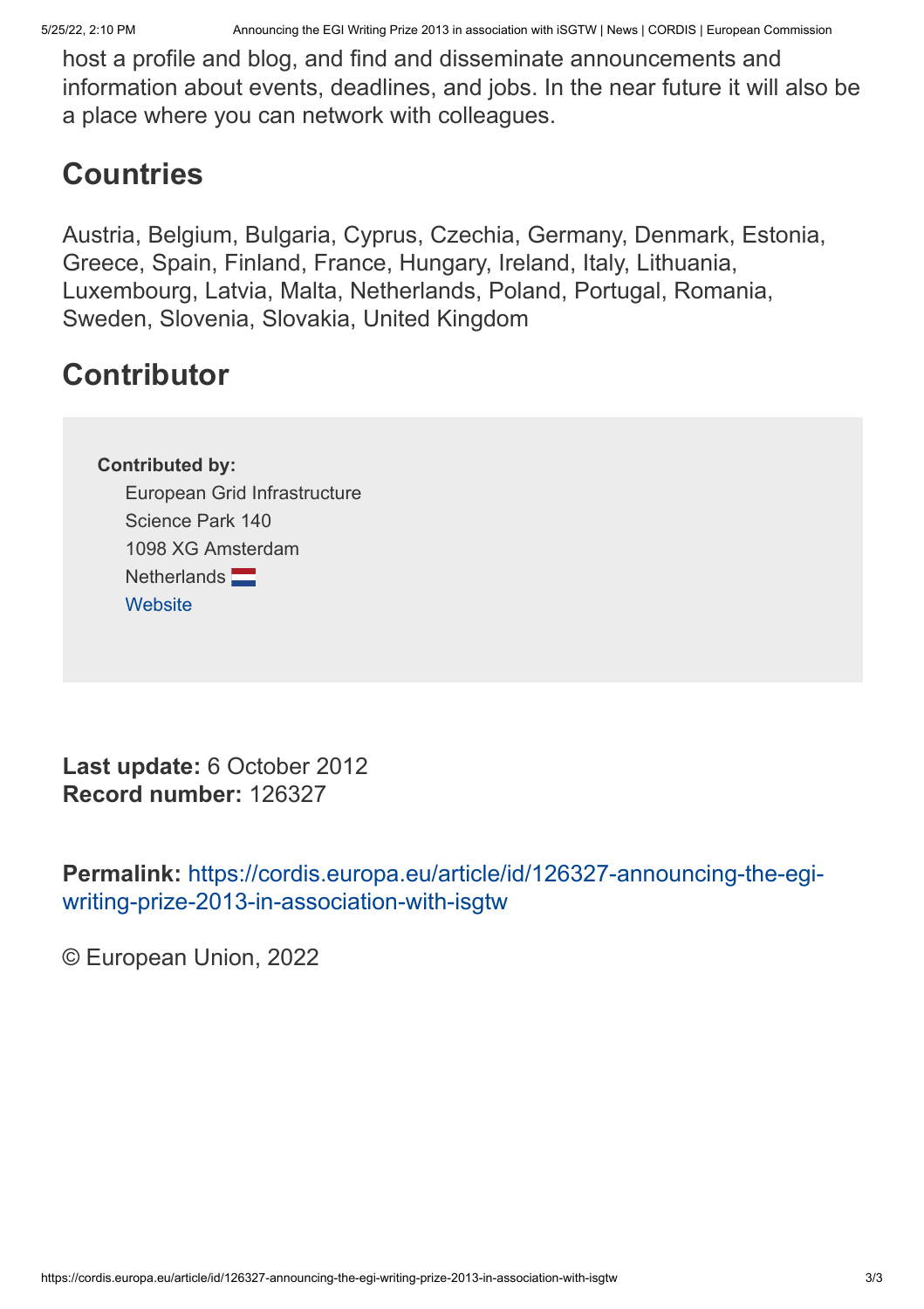host a profile and blog, and find and disseminate announcements and information about events, deadlines, and jobs. In the near future it will also be a place where you can network with colleagues.

## Countries

Austria, Belgium, Bulgaria, Cyprus, Czechia, Germany, Denmark, Estonia, Greece, Spain, Finland, France, Hungary, Ireland, Italy, Lithuania, Luxembourg, Latvia, Malta, Netherlands, Poland, Portugal, Romania, Sweden, Slovenia, Slovakia, United Kingdom

## Contributor

**Contributed by:**

European Grid Infrastructure
Science Park 140
1098 XG Amsterdam
Netherlands
Website

**Last update:** 6 October 2012
**Record number:** 126327

**Permalink:** https://cordis.europa.eu/article/id/126327-announcing-the-egi-writing-prize-2013-in-association-with-isgtw

© European Union, 2022